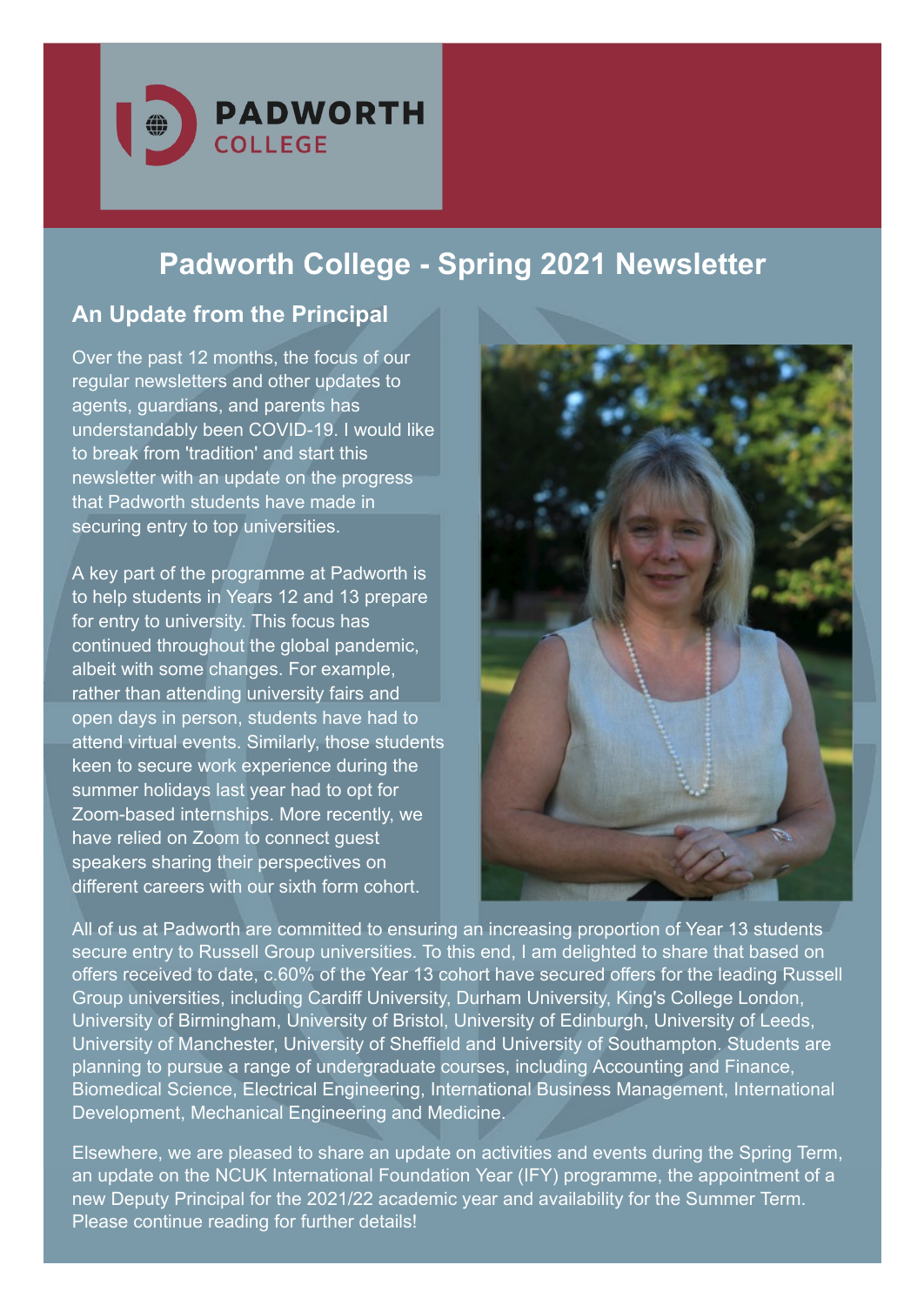PADWORTH COLLEGE

# Padworth College - Spring 2021 Newsletter

## An Update from the Principal

Over the past 12 months, the focus of our regular newsletters and other updates to agents, guardians, and parents has understandably been COVID-19. I would like to break from 'tradition' and start this newsletter with an update on the progress that Padworth students have made in securing entry to top universities.

A key part of the programme at Padworth is to help students in Years 12 and 13 prepare for entry to university. This focus has continued throughout the global pandemic, albeit with some changes. For example, rather than attending university fairs and open days in person, students have had to attend virtual events. Similarly, those students keen to secure work experience during the summer holidays last year had to opt for Zoom-based internships. More recently, we have relied on Zoom to connect guest speakers sharing their perspectives on different careers with our sixth form cohort.

All of us at Padworth are committed to ensuring an increasing proportion of Year 13 students secure entry to Russell Group universities. To this end, I am delighted to share that based on offers received to date, c.60% of the Year 13 cohort have secured offers for the leading Russell Group universities, including Cardiff University, Durham University, King's College London, University of Birmingham, University of Bristol, University of Edinburgh, University of Leeds, University of Manchester, University of Sheffield and University of Southampton. Students are planning to pursue a range of undergraduate courses, including Accounting and Finance, Biomedical Science, Electrical Engineering, International Business Management, International Development, Mechanical Engineering and Medicine.

Elsewhere, we are pleased to share an update on activities and events during the Spring Term, an update on the NCUK International Foundation Year (IFY) programme, the appointment of a new Deputy Principal for the 2021/22 academic year and availability for the Summer Term. Please continue reading for further details!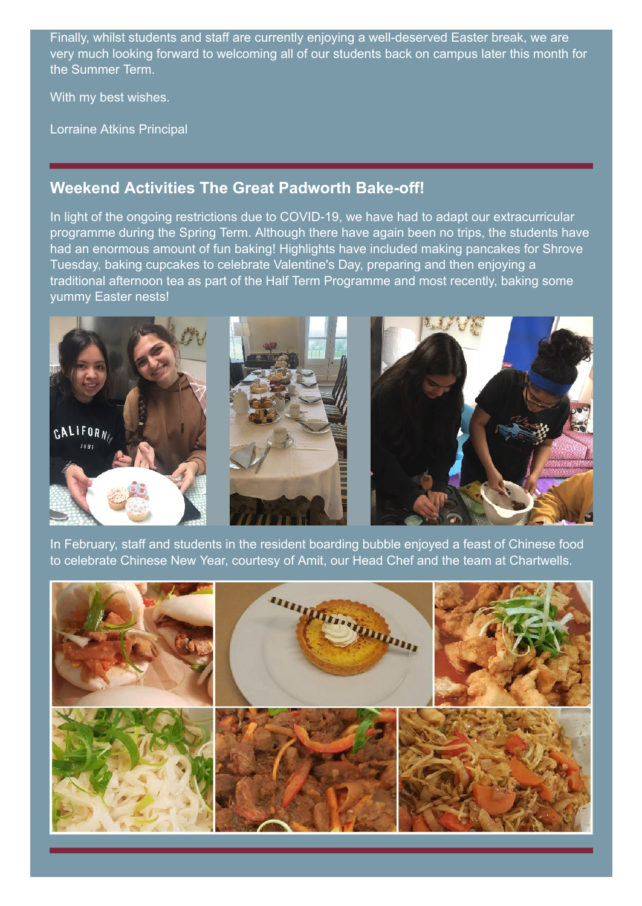Finally, whilst students and staff are currently enjoying a well-deserved Easter break, we are very much looking forward to welcoming all of our students back on campus later this month for the Summer Term.

With my best wishes.

Lorraine Atkins Principal

## Weekend Activities The Great Padworth Bake-off!

In light of the ongoing restrictions due to COVID-19, we have had to adapt our extracurricular programme during the Spring Term. Although there have again been no trips, the students have had an enormous amount of fun baking! Highlights have included making pancakes for Shrove Tuesday, baking cupcakes to celebrate Valentine's Day, preparing and then enjoying a traditional afternoon tea as part of the Half Term Programme and most recently, baking some yummy Easter nests!

In February, staff and students in the resident boarding bubble enjoyed a feast of Chinese food to celebrate Chinese New Year, courtesy of Amit, our Head Chef and the team at Chartwells.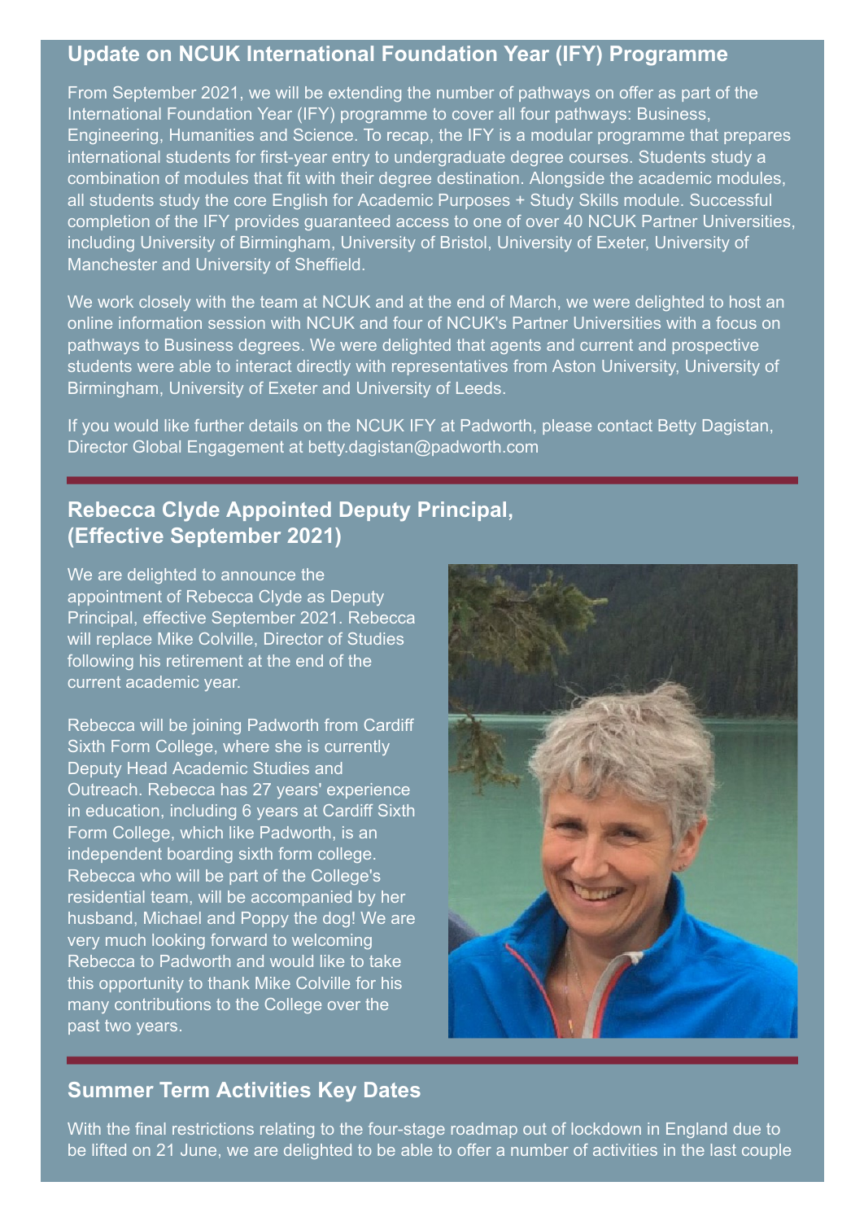## Update on NCUK International Foundation Year (IFY) Programme

From September 2021, we will be extending the number of pathways on offer as part of the International Foundation Year (IFY) programme to cover all four pathways: Business, Engineering, Humanities and Science. To recap, the IFY is a modular programme that prepares international students for first-year entry to undergraduate degree courses. Students study a combination of modules that fit with their degree destination. Alongside the academic modules, all students study the core English for Academic Purposes + Study Skills module. Successful completion of the IFY provides guaranteed access to one of over 40 NCUK Partner Universities, including University of Birmingham, University of Bristol, University of Exeter, University of Manchester and University of Sheffield.

We work closely with the team at NCUK and at the end of March, we were delighted to host an online information session with NCUK and four of NCUK's Partner Universities with a focus on pathways to Business degrees. We were delighted that agents and current and prospective students were able to interact directly with representatives from Aston University, University of Birmingham, University of Exeter and University of Leeds.

If you would like further details on the NCUK IFY at Padworth, please contact Betty Dagistan, Director Global Engagement at betty.dagistan@padworth.com

## Rebecca Clyde Appointed Deputy Principal, (Effective September 2021)

We are delighted to announce the appointment of Rebecca Clyde as Deputy Principal, effective September 2021. Rebecca will replace Mike Colville, Director of Studies following his retirement at the end of the current academic year.

Rebecca will be joining Padworth from Cardiff Sixth Form College, where she is currently Deputy Head Academic Studies and Outreach. Rebecca has 27 years' experience in education, including 6 years at Cardiff Sixth Form College, which like Padworth, is an independent boarding sixth form college. Rebecca who will be part of the College's residential team, will be accompanied by her husband, Michael and Poppy the dog! We are very much looking forward to welcoming Rebecca to Padworth and would like to take this opportunity to thank Mike Colville for his many contributions to the College over the past two years.

## Summer Term Activities Key Dates

With the final restrictions relating to the four-stage roadmap out of lockdown in England due to be lifted on 21 June, we are delighted to be able to offer a number of activities in the last couple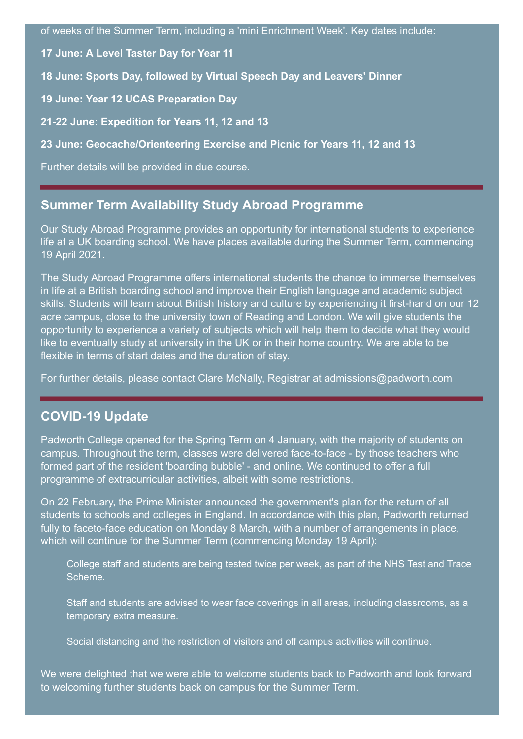of weeks of the Summer Term, including a 'mini Enrichment Week'. Key dates include:

**17 June: A Level Taster Day for Year 11**

**18 June: Sports Day, followed by Virtual Speech Day and Leavers' Dinner**

**19 June: Year 12 UCAS Preparation Day**

**21-22 June: Expedition for Years 11, 12 and 13**

**23 June: Geocache/Orienteering Exercise and Picnic for Years 11, 12 and 13**

Further details will be provided in due course.

## Summer Term Availability Study Abroad Programme

Our Study Abroad Programme provides an opportunity for international students to experience life at a UK boarding school. We have places available during the Summer Term, commencing 19 April 2021.

The Study Abroad Programme offers international students the chance to immerse themselves in life at a British boarding school and improve their English language and academic subject skills. Students will learn about British history and culture by experiencing it first-hand on our 12 acre campus, close to the university town of Reading and London. We will give students the opportunity to experience a variety of subjects which will help them to decide what they would like to eventually study at university in the UK or in their home country. We are able to be flexible in terms of start dates and the duration of stay.

For further details, please contact Clare McNally, Registrar at admissions@padworth.com

## COVID-19 Update

Padworth College opened for the Spring Term on 4 January, with the majority of students on campus. Throughout the term, classes were delivered face-to-face - by those teachers who formed part of the resident 'boarding bubble' - and online. We continued to offer a full programme of extracurricular activities, albeit with some restrictions.

On 22 February, the Prime Minister announced the government's plan for the return of all students to schools and colleges in England. In accordance with this plan, Padworth returned fully to faceto-face education on Monday 8 March, with a number of arrangements in place, which will continue for the Summer Term (commencing Monday 19 April):

- College staff and students are being tested twice per week, as part of the NHS Test and Trace Scheme.
- Staff and students are advised to wear face coverings in all areas, including classrooms, as a temporary extra measure.
- Social distancing and the restriction of visitors and off campus activities will continue.

We were delighted that we were able to welcome students back to Padworth and look forward to welcoming further students back on campus for the Summer Term.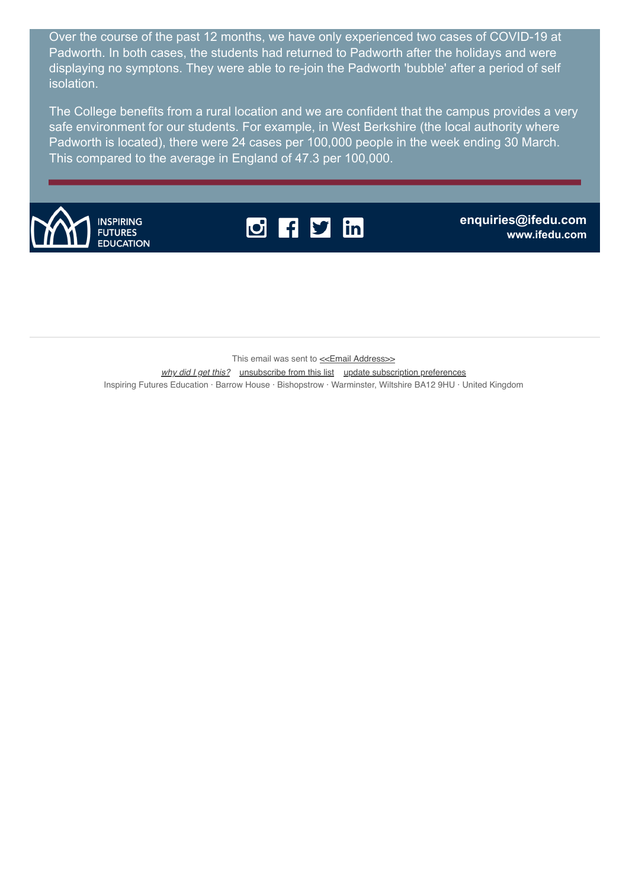Over the course of the past 12 months, we have only experienced two cases of COVID-19 at Padworth. In both cases, the students had returned to Padworth after the holidays and were displaying no symptons. They were able to re-join the Padworth 'bubble' after a period of self isolation.

The College benefits from a rural location and we are confident that the campus provides a very safe environment for our students. For example, in West Berkshire (the local authority where Padworth is located), there were 24 cases per 100,000 people in the week ending 30 March. This compared to the average in England of 47.3 per 100,000.

---

INSPIRING FUTURES EDUCATION

**enquiries@ifedu.com**
**www.ifedu.com**

---

This email was sent to <<Email Address>>

*why did I get this?* unsubscribe from this list update subscription preferences

Inspiring Futures Education · Barrow House · Bishopstrow · Warminster, Wiltshire BA12 9HU · United Kingdom